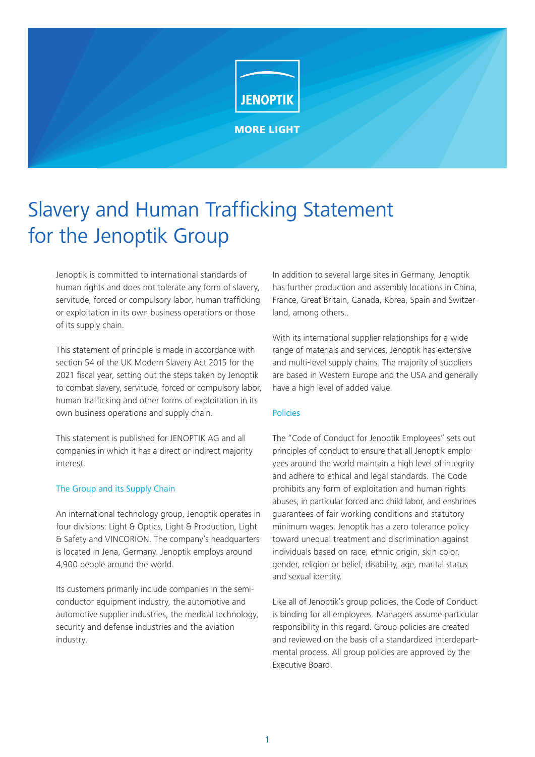JENOPTIK

MORE LIGHT

# Slavery and Human Trafficking Statement for the Jenoptik Group

Jenoptik is committed to international standards of human rights and does not tolerate any form of slavery, servitude, forced or compulsory labor, human trafficking or exploitation in its own business operations or those of its supply chain.

This statement of principle is made in accordance with section 54 of the UK Modern Slavery Act 2015 for the 2021 fiscal year, setting out the steps taken by Jenoptik to combat slavery, servitude, forced or compulsory labor, human trafficking and other forms of exploitation in its own business operations and supply chain.

This statement is published for JENOPTIK AG and all companies in which it has a direct or indirect majority interest.

## The Group and its Supply Chain

An international technology group, Jenoptik operates in four divisions: Light & Optics, Light & Production, Light & Safety and VINCORION. The company's headquarters is located in Jena, Germany. Jenoptik employs around 4,900 people around the world.

Its customers primarily include companies in the semiconductor equipment industry, the automotive and automotive supplier industries, the medical technology, security and defense industries and the aviation industry.

In addition to several large sites in Germany, Jenoptik has further production and assembly locations in China, France, Great Britain, Canada, Korea, Spain and Switzerland, among others..

With its international supplier relationships for a wide range of materials and services, Jenoptik has extensive and multi-level supply chains. The majority of suppliers are based in Western Europe and the USA and generally have a high level of added value.

## Policies

The "Code of Conduct for Jenoptik Employees" sets out principles of conduct to ensure that all Jenoptik employees around the world maintain a high level of integrity and adhere to ethical and legal standards. The Code prohibits any form of exploitation and human rights abuses, in particular forced and child labor, and enshrines guarantees of fair working conditions and statutory minimum wages. Jenoptik has a zero tolerance policy toward unequal treatment and discrimination against individuals based on race, ethnic origin, skin color, gender, religion or belief, disability, age, marital status and sexual identity.

Like all of Jenoptik's group policies, the Code of Conduct is binding for all employees. Managers assume particular responsibility in this regard. Group policies are created and reviewed on the basis of a standardized interdepartmental process. All group policies are approved by the Executive Board.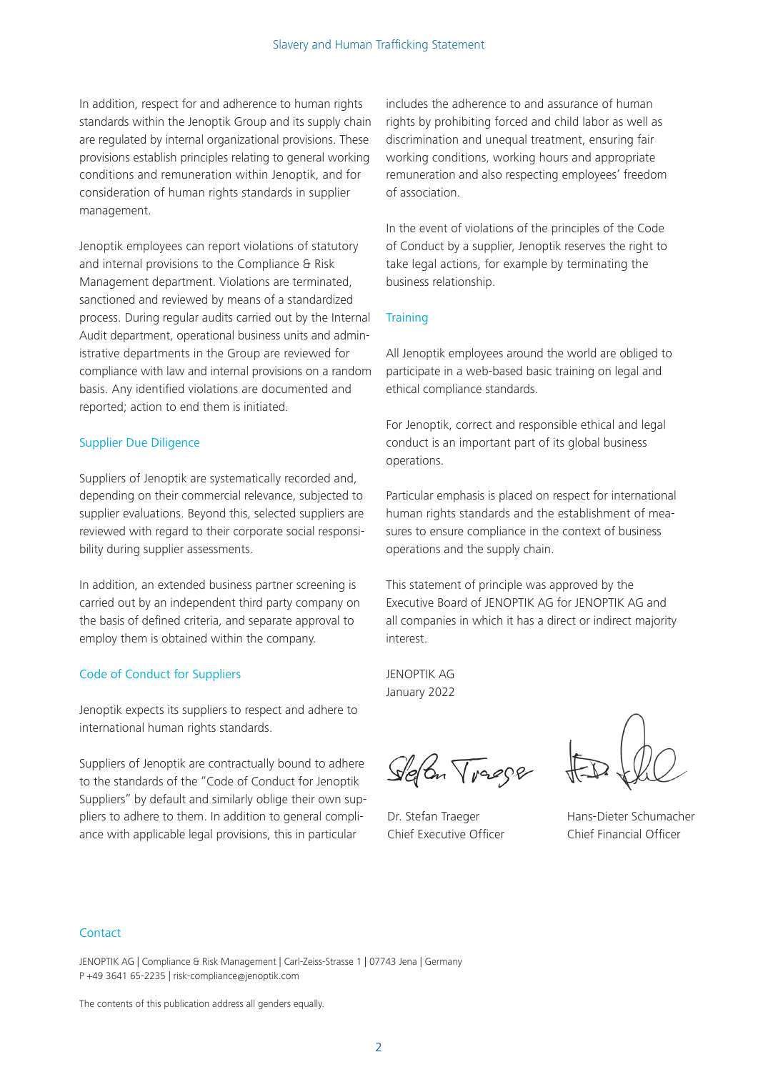In addition, respect for and adherence to human rights standards within the Jenoptik Group and its supply chain are regulated by internal organizational provisions. These provisions establish principles relating to general working conditions and remuneration within Jenoptik, and for consideration of human rights standards in supplier management.

Jenoptik employees can report violations of statutory and internal provisions to the Compliance & Risk Management department. Violations are terminated, sanctioned and reviewed by means of a standardized process. During regular audits carried out by the Internal Audit department, operational business units and administrative departments in the Group are reviewed for compliance with law and internal provisions on a random basis. Any identified violations are documented and reported; action to end them is initiated.

## Supplier Due Diligence

Suppliers of Jenoptik are systematically recorded and, depending on their commercial relevance, subjected to supplier evaluations. Beyond this, selected suppliers are reviewed with regard to their corporate social responsibility during supplier assessments.

In addition, an extended business partner screening is carried out by an independent third party company on the basis of defined criteria, and separate approval to employ them is obtained within the company.

## Code of Conduct for Suppliers

Jenoptik expects its suppliers to respect and adhere to international human rights standards.

Suppliers of Jenoptik are contractually bound to adhere to the standards of the "Code of Conduct for Jenoptik Suppliers" by default and similarly oblige their own suppliers to adhere to them. In addition to general compliance with applicable legal provisions, this in particular includes the adherence to and assurance of human rights by prohibiting forced and child labor as well as discrimination and unequal treatment, ensuring fair working conditions, working hours and appropriate remuneration and also respecting employees' freedom of association.

In the event of violations of the principles of the Code of Conduct by a supplier, Jenoptik reserves the right to take legal actions, for example by terminating the business relationship.

## Training

All Jenoptik employees around the world are obliged to participate in a web-based basic training on legal and ethical compliance standards.

For Jenoptik, correct and responsible ethical and legal conduct is an important part of its global business operations.

Particular emphasis is placed on respect for international human rights standards and the establishment of measures to ensure compliance in the context of business operations and the supply chain.

This statement of principle was approved by the Executive Board of JENOPTIK AG for JENOPTIK AG and all companies in which it has a direct or indirect majority interest.

JENOPTIK AG
January 2022

Dr. Stefan Traeger
Chief Executive Officer

Hans-Dieter Schumacher
Chief Financial Officer

## Contact

JENOPTIK AG | Compliance & Risk Management | Carl-Zeiss-Strasse 1 | 07743 Jena | Germany
P +49 3641 65-2235 | risk-compliance@jenoptik.com

The contents of this publication address all genders equally.